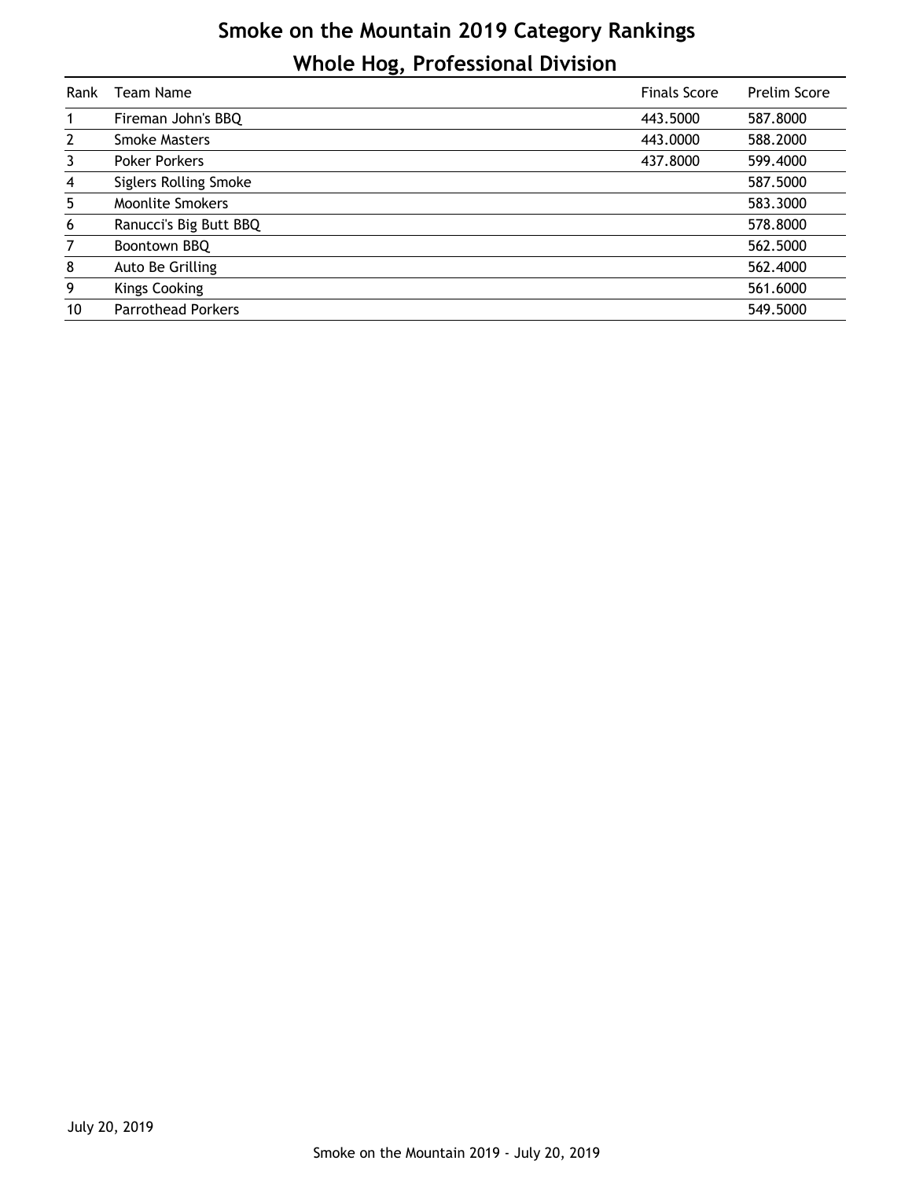# Smoke on the Mountain 2019 Category Rankings

## Whole Hog, Professional Division

| Rank | Team Name | Finals Score | Prelim Score |
|---|---|---|---|
| 1 | Fireman John's BBQ | 443.5000 | 587.8000 |
| 2 | Smoke Masters | 443.0000 | 588.2000 |
| 3 | Poker Porkers | 437.8000 | 599.4000 |
| 4 | Siglers Rolling Smoke | | 587.5000 |
| 5 | Moonlite Smokers | | 583.3000 |
| 6 | Ranucci's Big Butt BBQ | | 578.8000 |
| 7 | Boontown BBQ | | 562.5000 |
| 8 | Auto Be Grilling | | 562.4000 |
| 9 | Kings Cooking | | 561.6000 |
| 10 | Parrothead Porkers | | 549.5000 |

July 20, 2019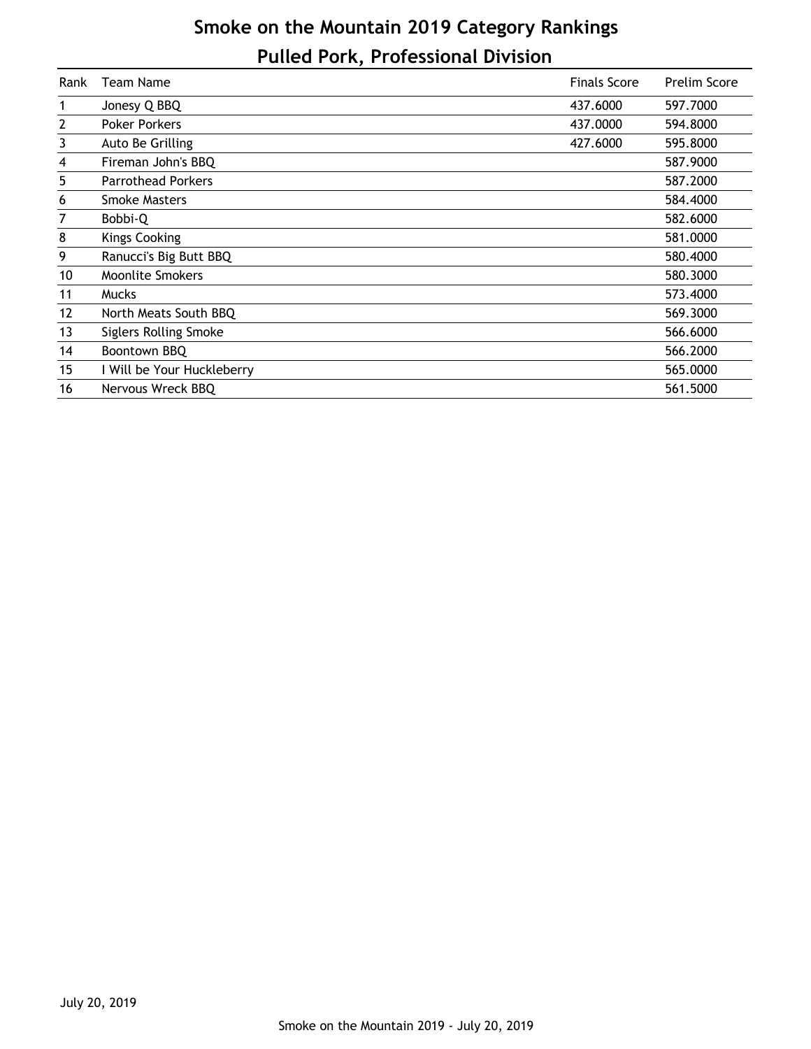# Smoke on the Mountain 2019 Category Rankings

## Pulled Pork, Professional Division

| Rank | Team Name | Finals Score | Prelim Score |
|---|---|---|---|
| 1 | Jonesy Q BBQ | 437.6000 | 597.7000 |
| 2 | Poker Porkers | 437.0000 | 594.8000 |
| 3 | Auto Be Grilling | 427.6000 | 595.8000 |
| 4 | Fireman John's BBQ | | 587.9000 |
| 5 | Parrothead Porkers | | 587.2000 |
| 6 | Smoke Masters | | 584.4000 |
| 7 | Bobbi-Q | | 582.6000 |
| 8 | Kings Cooking | | 581.0000 |
| 9 | Ranucci's Big Butt BBQ | | 580.4000 |
| 10 | Moonlite Smokers | | 580.3000 |
| 11 | Mucks | | 573.4000 |
| 12 | North Meats South BBQ | | 569.3000 |
| 13 | Siglers Rolling Smoke | | 566.6000 |
| 14 | Boontown BBQ | | 566.2000 |
| 15 | I Will be Your Huckleberry | | 565.0000 |
| 16 | Nervous Wreck BBQ | | 561.5000 |

July 20, 2019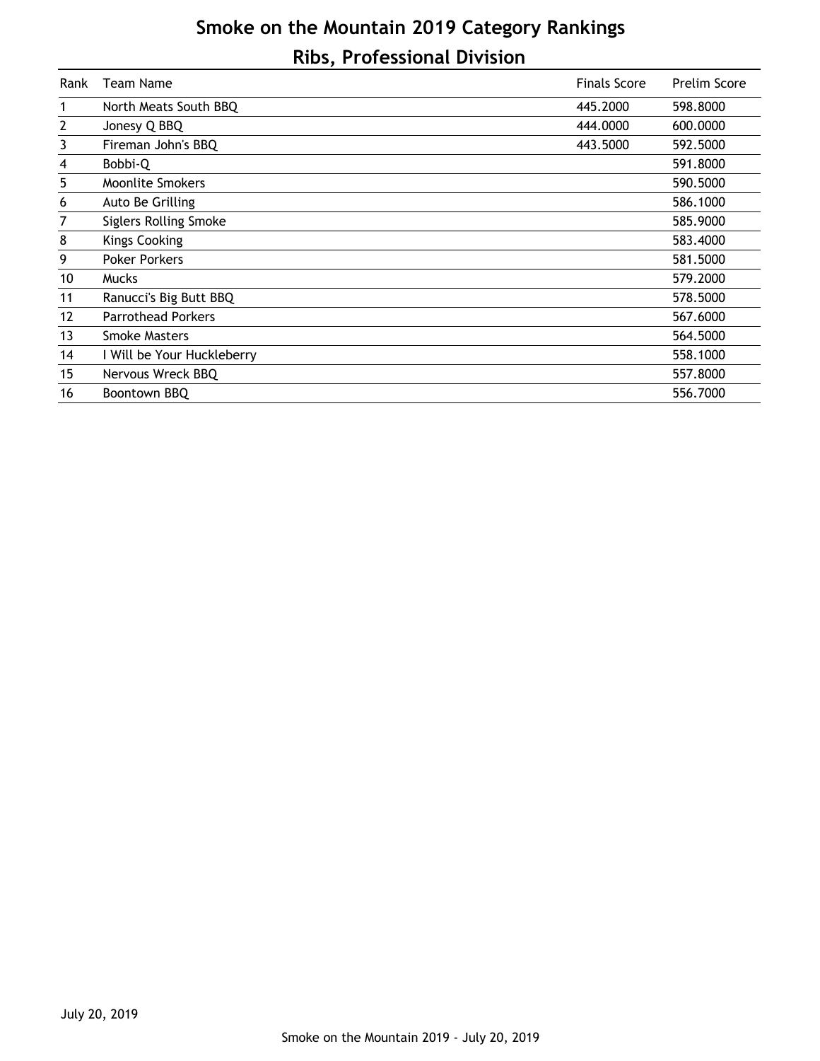# Smoke on the Mountain 2019 Category Rankings

## Ribs, Professional Division

| Rank | Team Name | Finals Score | Prelim Score |
|---|---|---|---|
| 1 | North Meats South BBQ | 445.2000 | 598.8000 |
| 2 | Jonesy Q BBQ | 444.0000 | 600.0000 |
| 3 | Fireman John's BBQ | 443.5000 | 592.5000 |
| 4 | Bobbi-Q | | 591.8000 |
| 5 | Moonlite Smokers | | 590.5000 |
| 6 | Auto Be Grilling | | 586.1000 |
| 7 | Siglers Rolling Smoke | | 585.9000 |
| 8 | Kings Cooking | | 583.4000 |
| 9 | Poker Porkers | | 581.5000 |
| 10 | Mucks | | 579.2000 |
| 11 | Ranucci's Big Butt BBQ | | 578.5000 |
| 12 | Parrothead Porkers | | 567.6000 |
| 13 | Smoke Masters | | 564.5000 |
| 14 | I Will be Your Huckleberry | | 558.1000 |
| 15 | Nervous Wreck BBQ | | 557.8000 |
| 16 | Boontown BBQ | | 556.7000 |

July 20, 2019